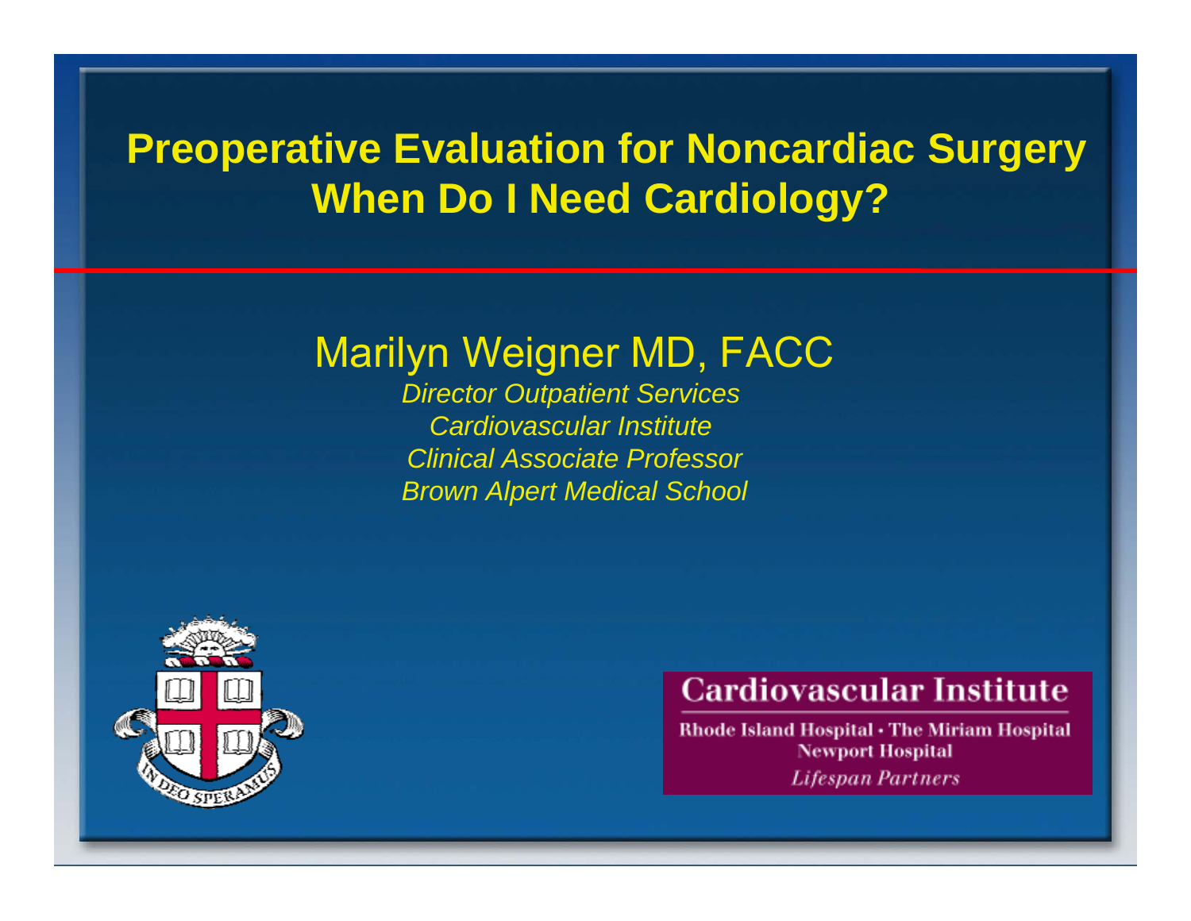# Preoperative Evaluation for Noncardiac Surgery
# When Do I Need Cardiology?

## Marilyn Weigner MD, FACC

*Director Outpatient Services*
*Cardiovascular Institute*
*Clinical Associate Professor*
*Brown Alpert Medical School*

**Cardiovascular Institute**

Rhode Island Hospital • The Miriam Hospital
Newport Hospital
*Lifespan Partners*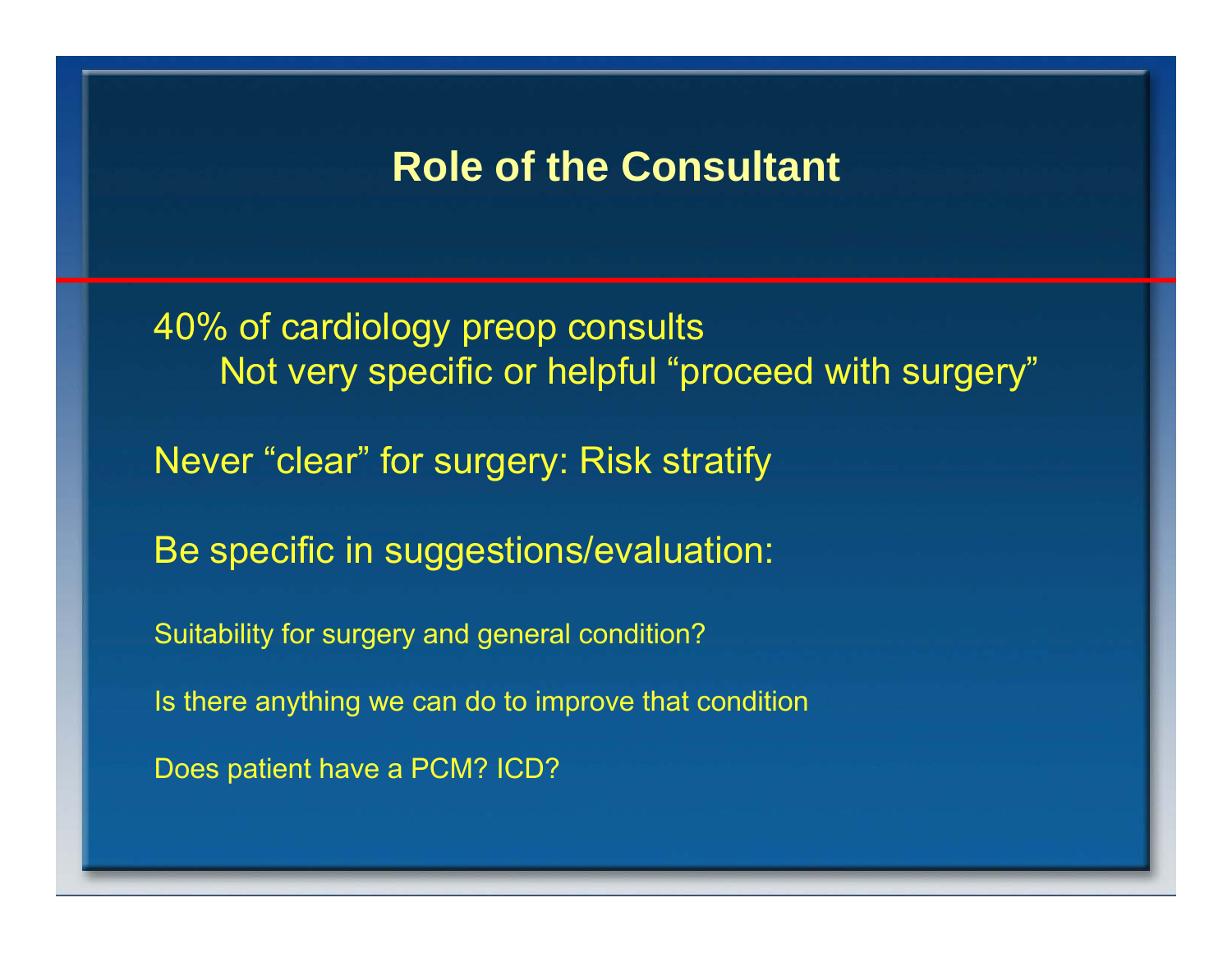# Role of the Consultant

40% of cardiology preop consults

- Not very specific or helpful "proceed with surgery"

Never "clear" for surgery: Risk stratify

Be specific in suggestions/evaluation:

Suitability for surgery and general condition?

Is there anything we can do to improve that condition

Does patient have a PCM? ICD?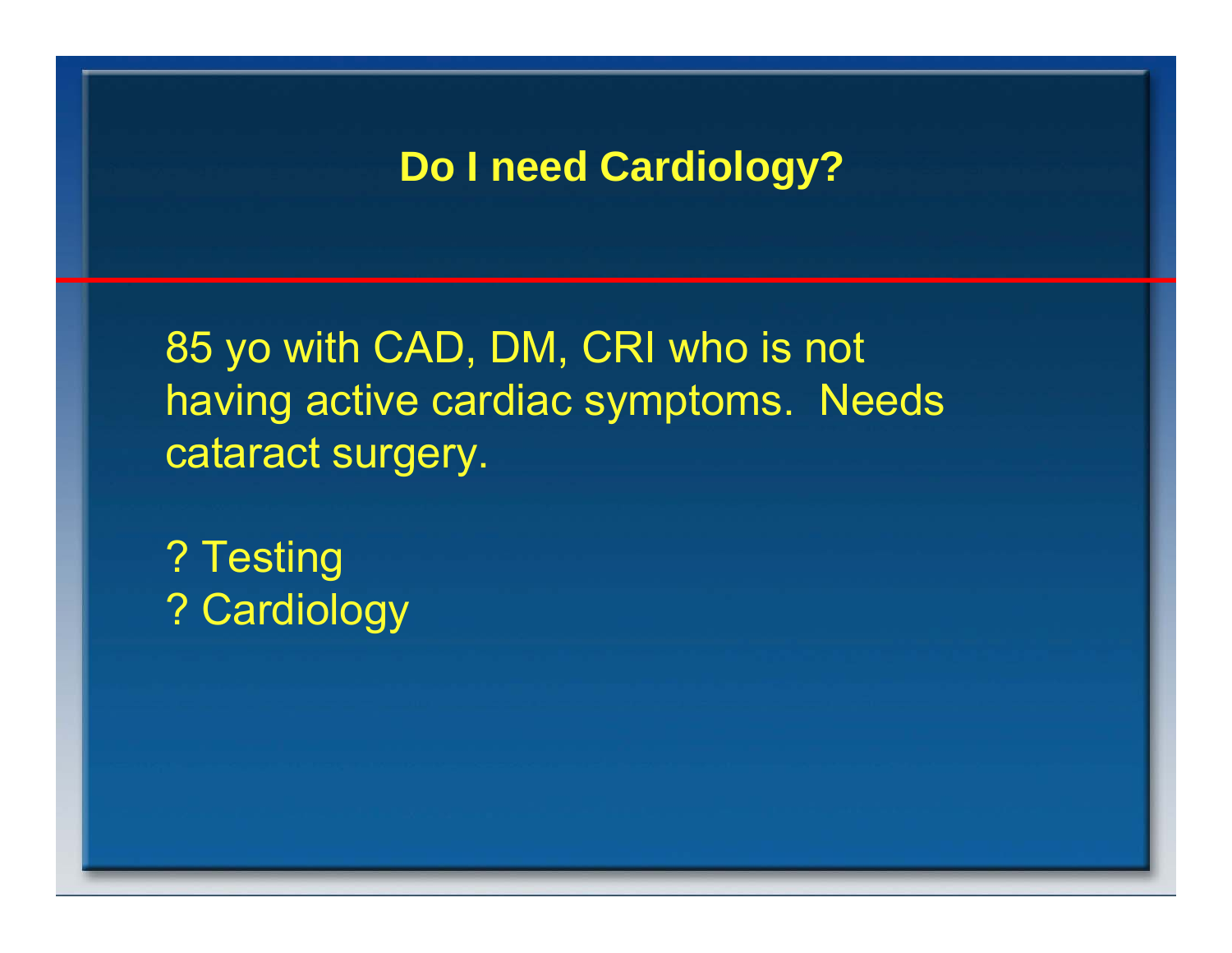# Do I need Cardiology?

85 yo with CAD, DM, CRI who is not having active cardiac symptoms. Needs cataract surgery.

? Testing
? Cardiology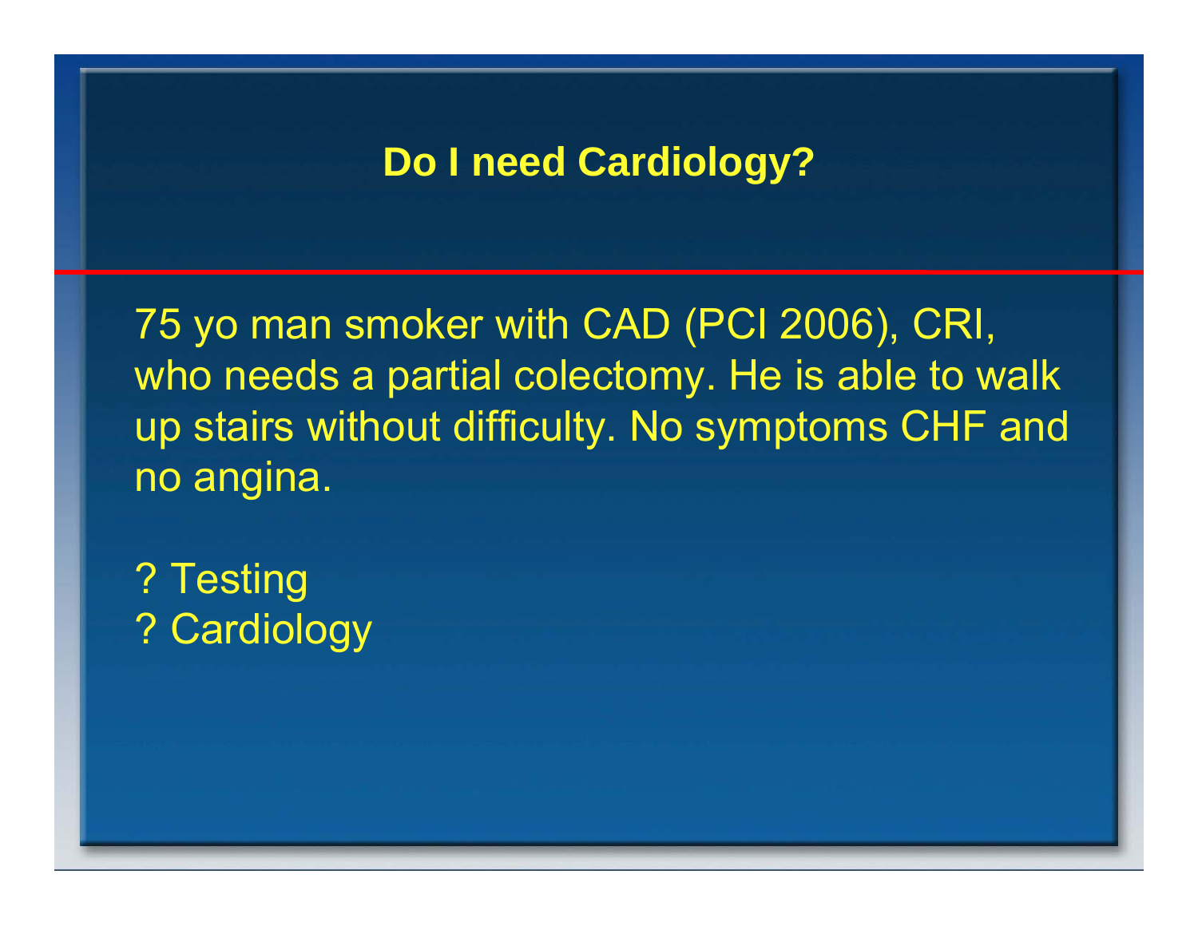# Do I need Cardiology?

75 yo man smoker with CAD (PCI 2006), CRI, who needs a partial colectomy. He is able to walk up stairs without difficulty. No symptoms CHF and no angina.

? Testing
? Cardiology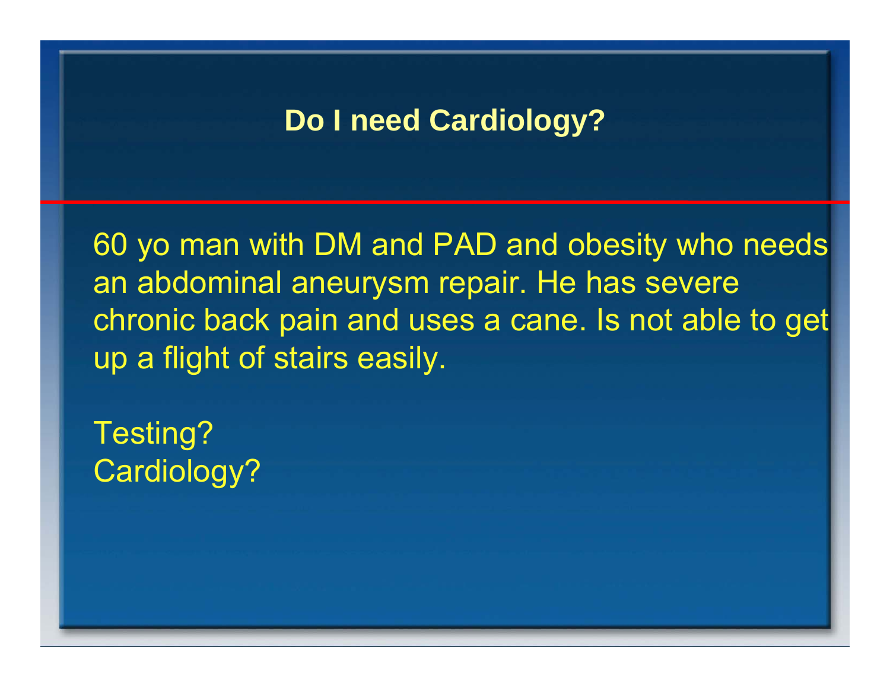# Do I need Cardiology?

60 yo man with DM and PAD and obesity who needs an abdominal aneurysm repair. He has severe chronic back pain and uses a cane. Is not able to get up a flight of stairs easily.

Testing?
Cardiology?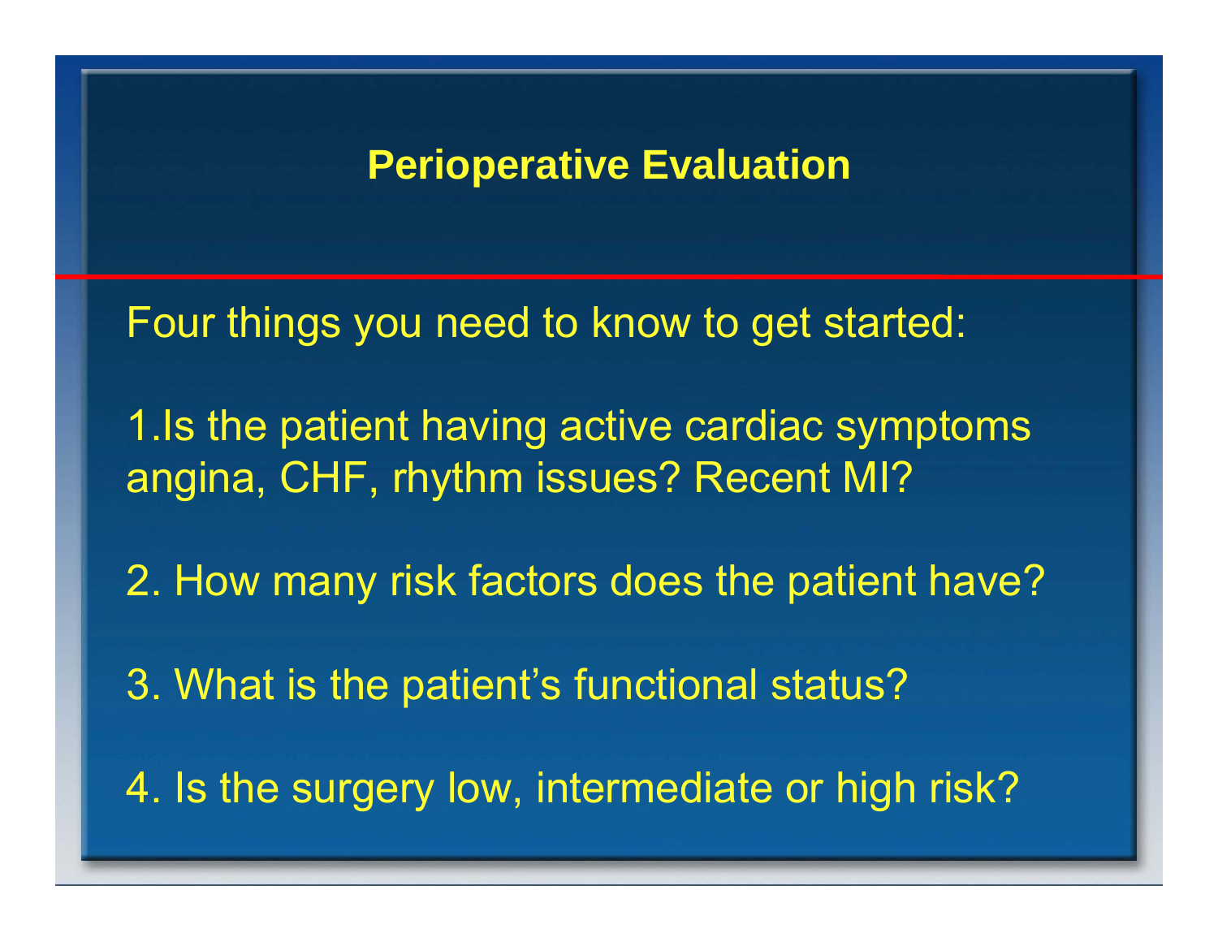# Perioperative Evaluation

Four things you need to know to get started:

1. Is the patient having active cardiac symptoms angina, CHF, rhythm issues? Recent MI?

2. How many risk factors does the patient have?

3. What is the patient's functional status?

4. Is the surgery low, intermediate or high risk?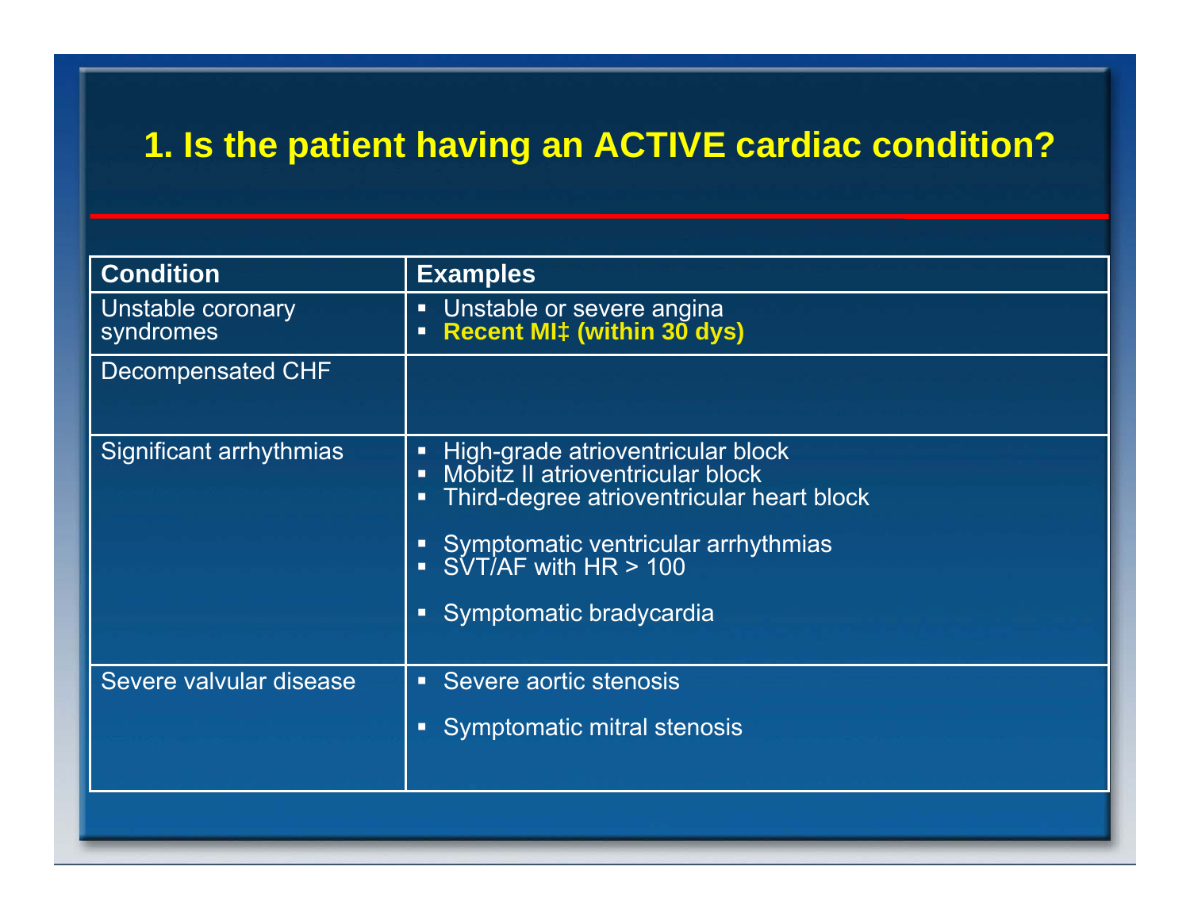# 1. Is the patient having an ACTIVE cardiac condition?

| Condition | Examples |
| --- | --- |
| Unstable coronary syndromes | ▪ Unstable or severe angina<br>▪ **Recent MI‡ (within 30 dys)** |
| Decompensated CHF | |
| Significant arrhythmias | ▪ High-grade atrioventricular block<br>▪ Mobitz II atrioventricular block<br>▪ Third-degree atrioventricular heart block<br>▪ Symptomatic ventricular arrhythmias<br>▪ SVT/AF with HR > 100<br>▪ Symptomatic bradycardia |
| Severe valvular disease | ▪ Severe aortic stenosis<br>▪ Symptomatic mitral stenosis |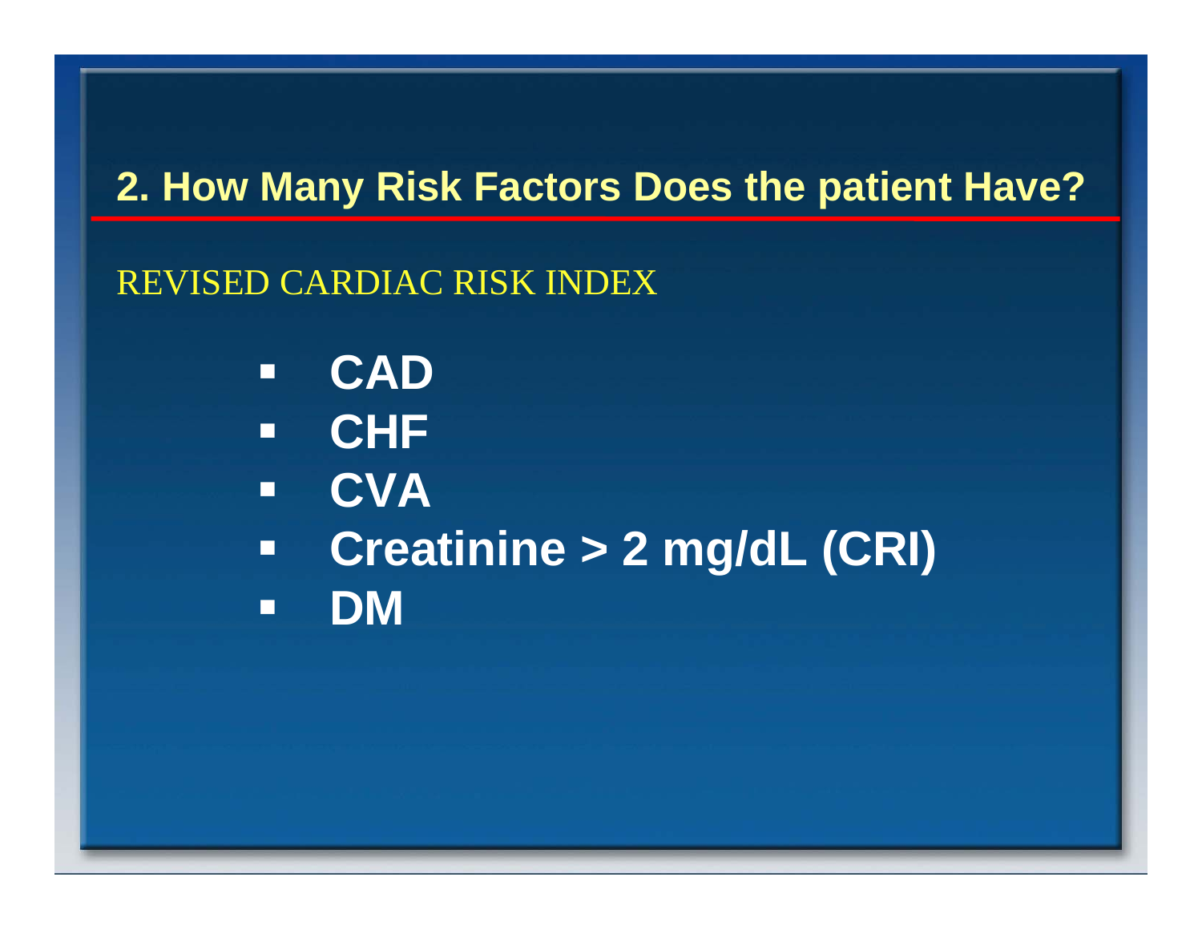## 2. How Many Risk Factors Does the patient Have?

REVISED CARDIAC RISK INDEX

- **CAD**
- **CHF**
- **CVA**
- **Creatinine > 2 mg/dL (CRI)**
- **DM**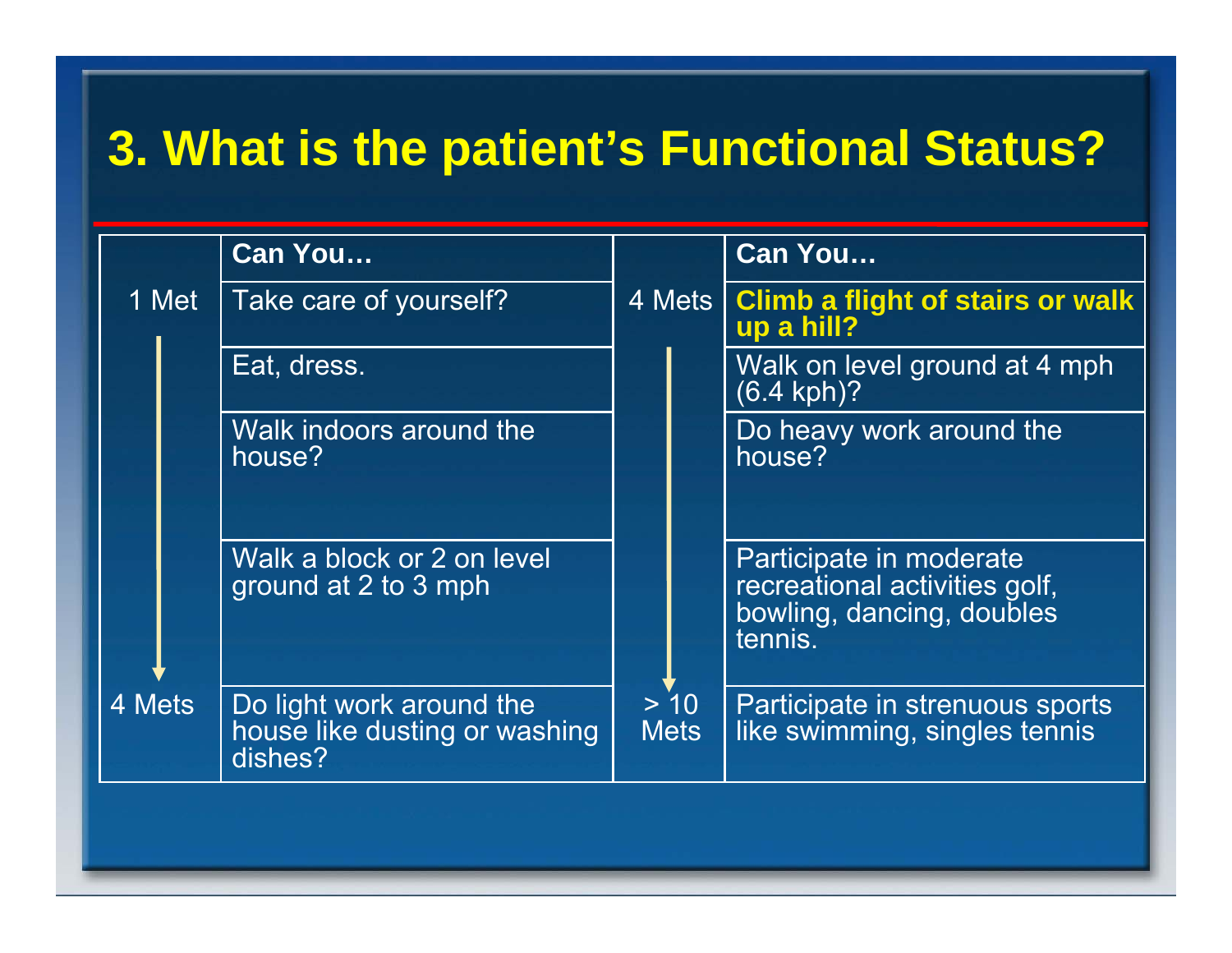# 3. What is the patient's Functional Status?

| | Can You… | | Can You… |
|---|---|---|---|
| 1 Met | Take care of yourself? | 4 Mets | **Climb a flight of stairs or walk up a hill?** |
| | Eat, dress. | | Walk on level ground at 4 mph (6.4 kph)? |
| | Walk indoors around the house? | | Do heavy work around the house? |
| | Walk a block or 2 on level ground at 2 to 3 mph | | Participate in moderate recreational activities golf, bowling, dancing, doubles tennis. |
| 4 Mets | Do light work around the house like dusting or washing dishes? | > 10 Mets | Participate in strenuous sports like swimming, singles tennis |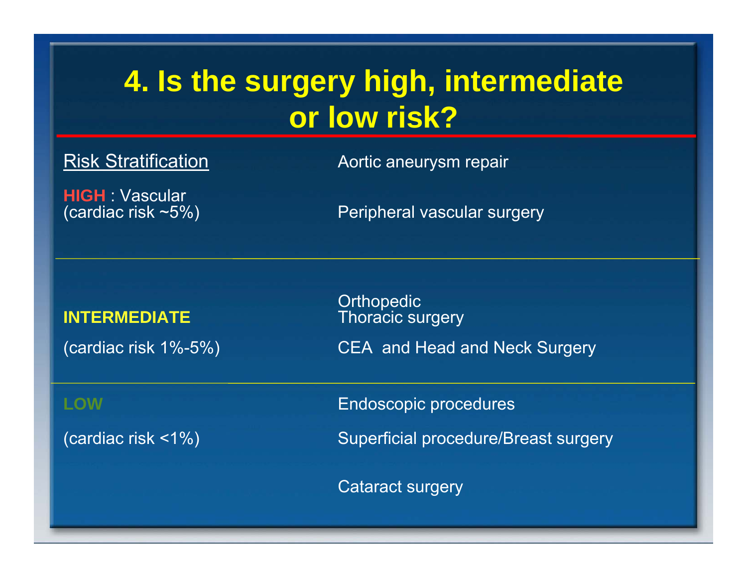# 4. Is the surgery high, intermediate or low risk?

| Risk Stratification | |
|---|---|
| **HIGH** : Vascular (cardiac risk ~5%) | Aortic aneurysm repair<br>Peripheral vascular surgery |
| **INTERMEDIATE** (cardiac risk 1%-5%) | Orthopedic<br>Thoracic surgery<br>CEA and Head and Neck Surgery |
| **LOW** (cardiac risk <1%) | Endoscopic procedures<br>Superficial procedure/Breast surgery<br>Cataract surgery |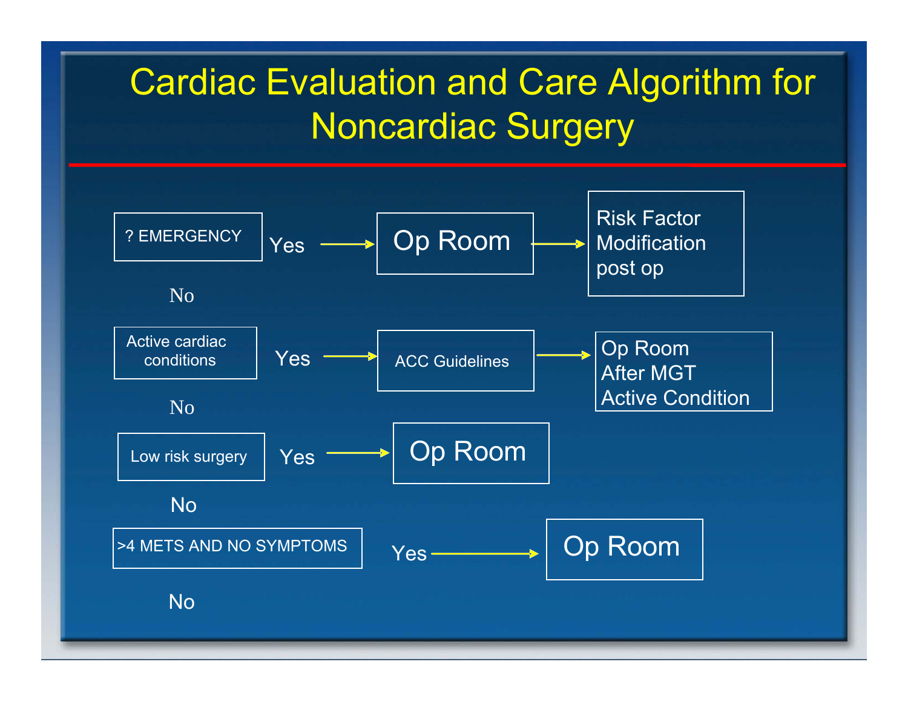# Cardiac Evaluation and Care Algorithm for Noncardiac Surgery

- **? EMERGENCY**
  - Yes → Op Room → Risk Factor Modification post op
  - No ↓
- **Active cardiac conditions**
  - Yes → ACC Guidelines → Op Room After MGT Active Condition
  - No ↓
- **Low risk surgery**
  - Yes → Op Room
  - No ↓
- **>4 METS AND NO SYMPTOMS**
  - Yes → Op Room
  - No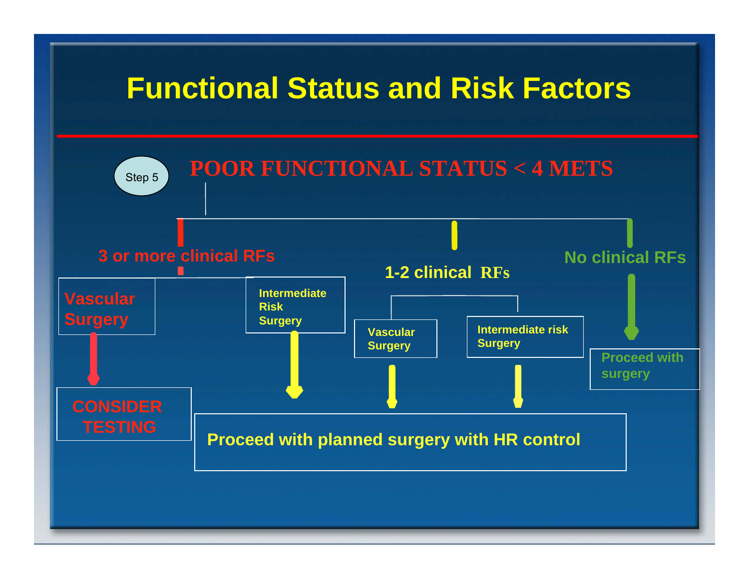# Functional Status and Risk Factors

Step 5

## POOR FUNCTIONAL STATUS < 4 METS

**3 or more clinical RFs**

- **Vascular Surgery** → **CONSIDER TESTING**
- **Intermediate Risk Surgery** → **Proceed with planned surgery with HR control**

**1-2 clinical RFs**

- **Vascular Surgery** → **Proceed with planned surgery with HR control**
- **Intermediate risk Surgery** → **Proceed with planned surgery with HR control**

**No clinical RFs**

- **Proceed with surgery**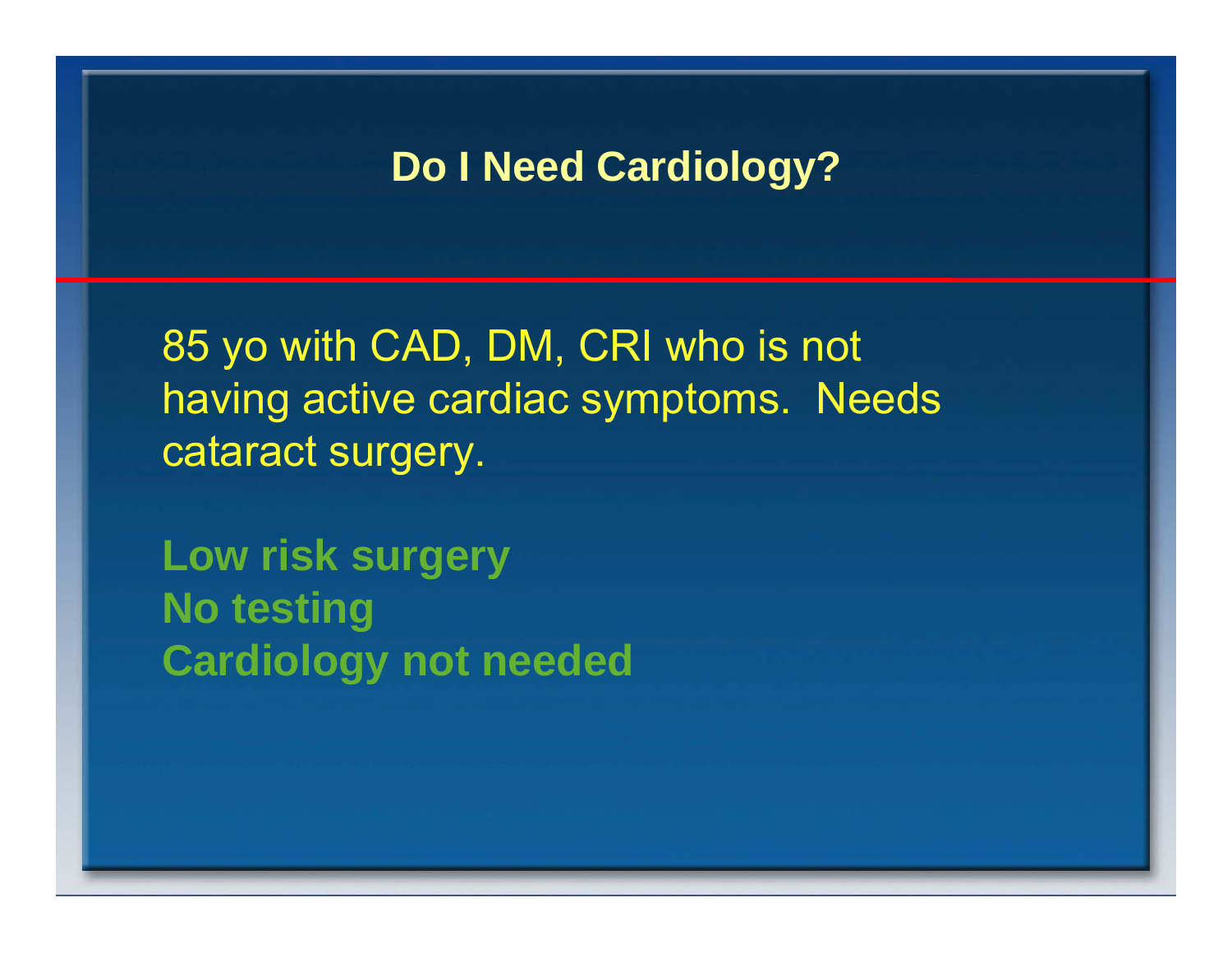# Do I Need Cardiology?

85 yo with CAD, DM, CRI who is not having active cardiac symptoms. Needs cataract surgery.

**Low risk surgery**
**No testing**
**Cardiology not needed**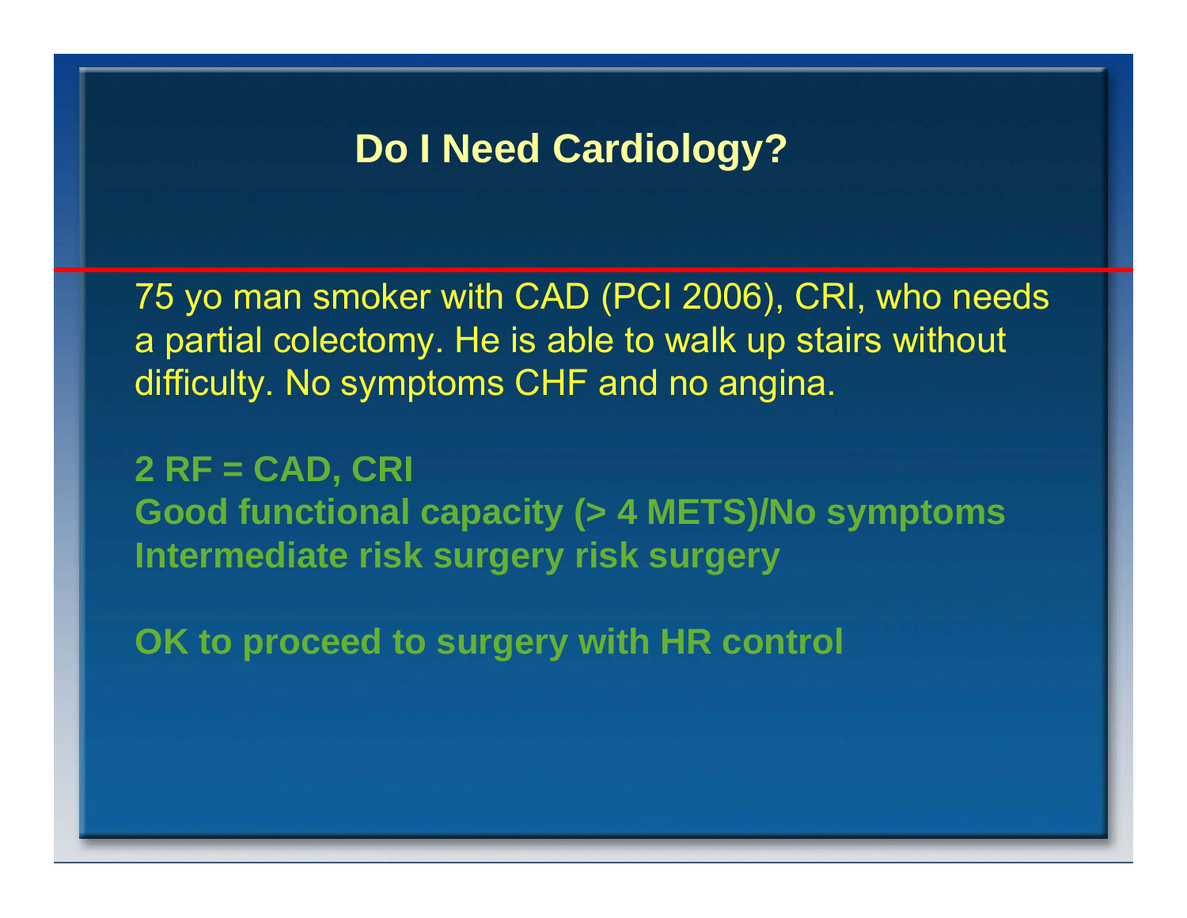# Do I Need Cardiology?

75 yo man smoker with CAD (PCI 2006), CRI, who needs a partial colectomy. He is able to walk up stairs without difficulty. No symptoms CHF and no angina.

**2 RF = CAD, CRI**
**Good functional capacity (> 4 METS)/No symptoms**
**Intermediate risk surgery risk surgery**

**OK to proceed to surgery with HR control**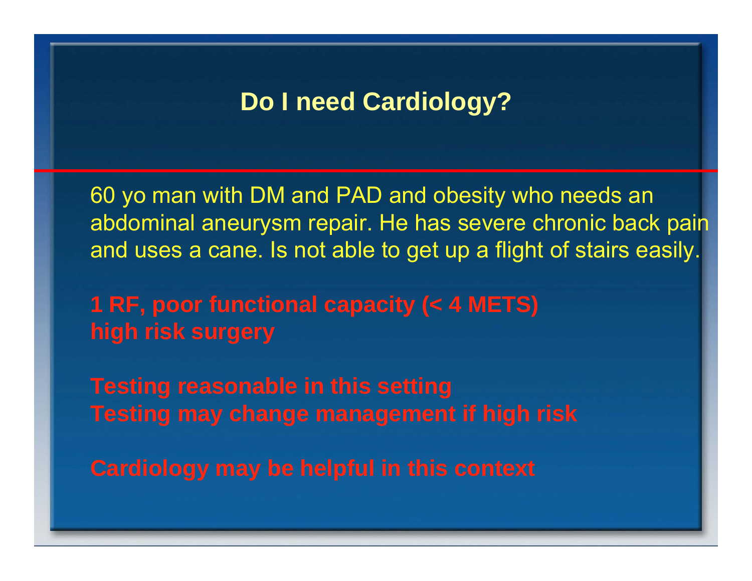# Do I need Cardiology?

60 yo man with DM and PAD and obesity who needs an abdominal aneurysm repair. He has severe chronic back pain and uses a cane. Is not able to get up a flight of stairs easily.

**1 RF, poor functional capacity (< 4 METS)**
**high risk surgery**

**Testing reasonable in this setting**
**Testing may change management if high risk**

**Cardiology may be helpful in this context**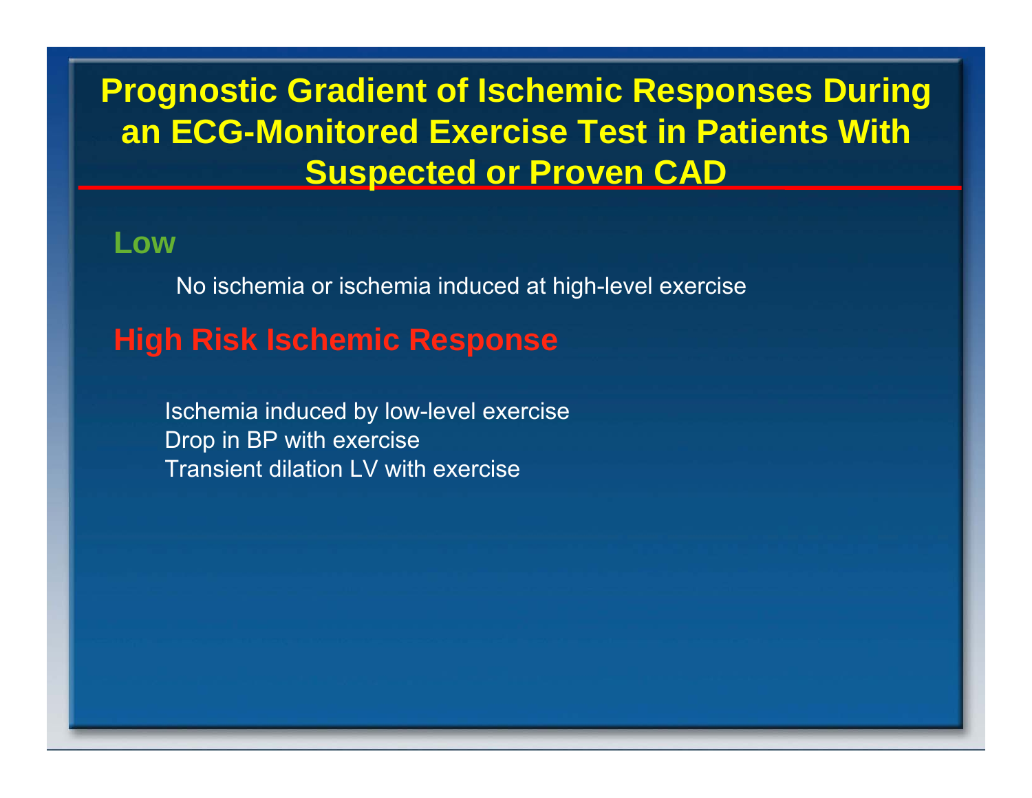# Prognostic Gradient of Ischemic Responses During an ECG-Monitored Exercise Test in Patients With Suspected or Proven CAD

## Low

No ischemia or ischemia induced at high-level exercise

## High Risk Ischemic Response

Ischemia induced by low-level exercise
Drop in BP with exercise
Transient dilation LV with exercise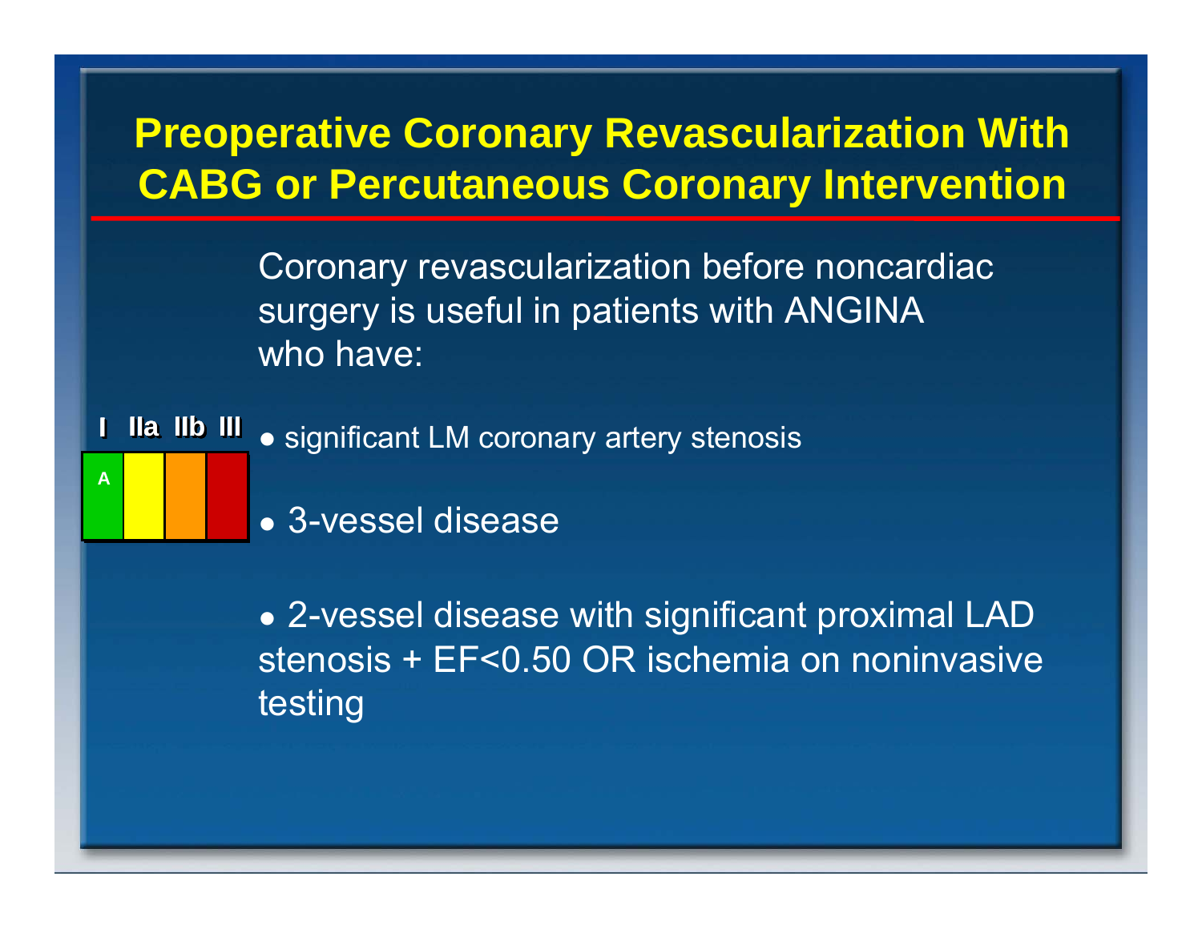# Preoperative Coronary Revascularization With CABG or Percutaneous Coronary Intervention

Coronary revascularization before noncardiac surgery is useful in patients with ANGINA who have:

| I | IIa | IIb | III |
|---|---|---|---|
| A | | | |

- significant LM coronary artery stenosis
- 3-vessel disease
- 2-vessel disease with significant proximal LAD stenosis + EF<0.50 OR ischemia on noninvasive testing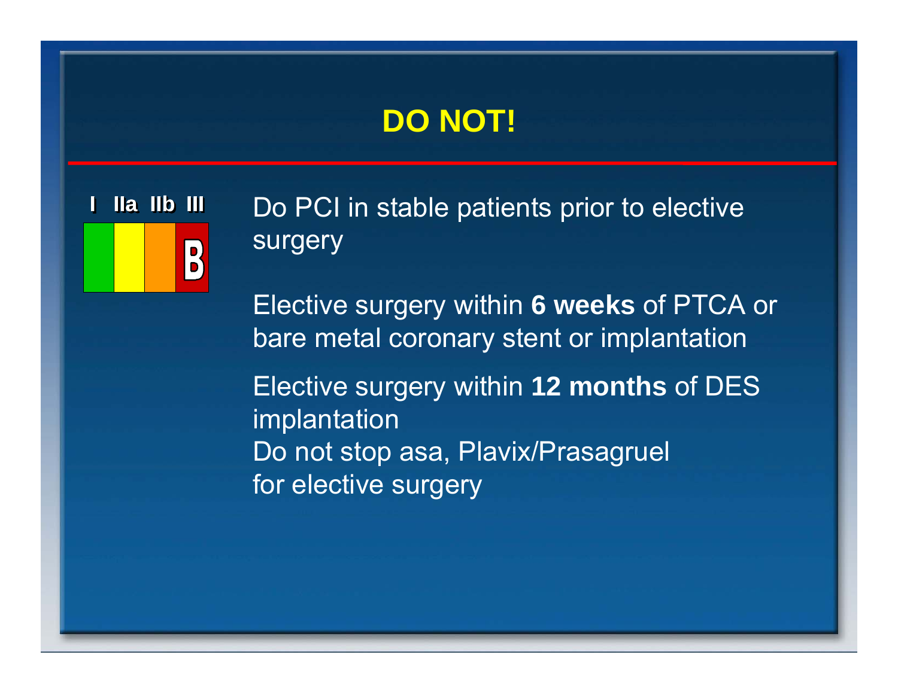# DO NOT!

| I | IIa | IIb | III |
|---|---|---|---|
| | | | B |

Do PCI in stable patients prior to elective surgery

Elective surgery within **6 weeks** of PTCA or bare metal coronary stent or implantation

Elective surgery within **12 months** of DES implantation

Do not stop asa, Plavix/Prasagruel for elective surgery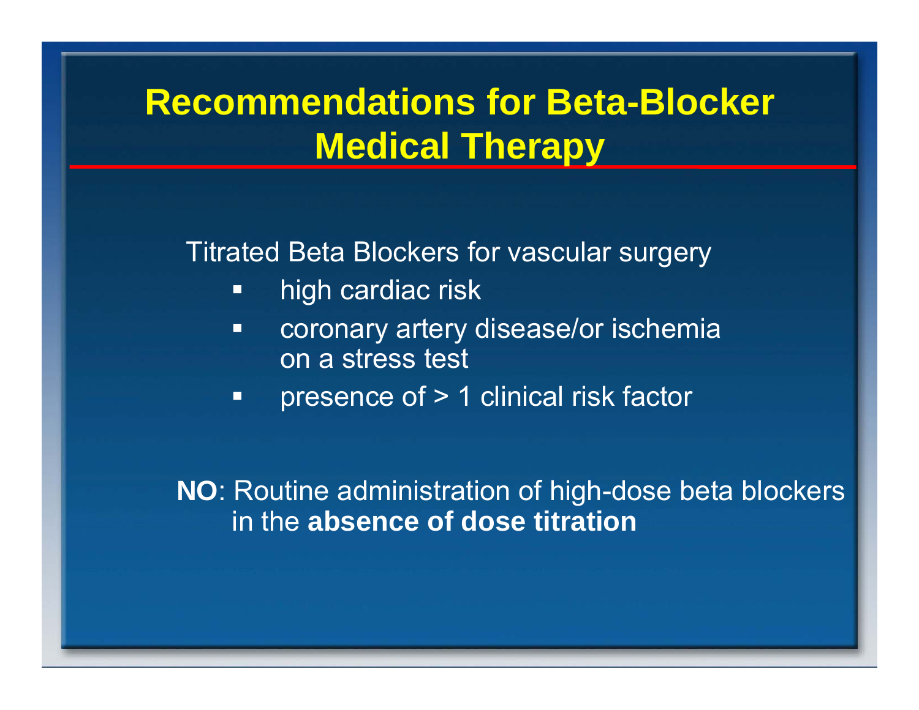# Recommendations for Beta-Blocker Medical Therapy

Titrated Beta Blockers for vascular surgery

- high cardiac risk
- coronary artery disease/or ischemia on a stress test
- presence of > 1 clinical risk factor

**NO**: Routine administration of high-dose beta blockers in the **absence of dose titration**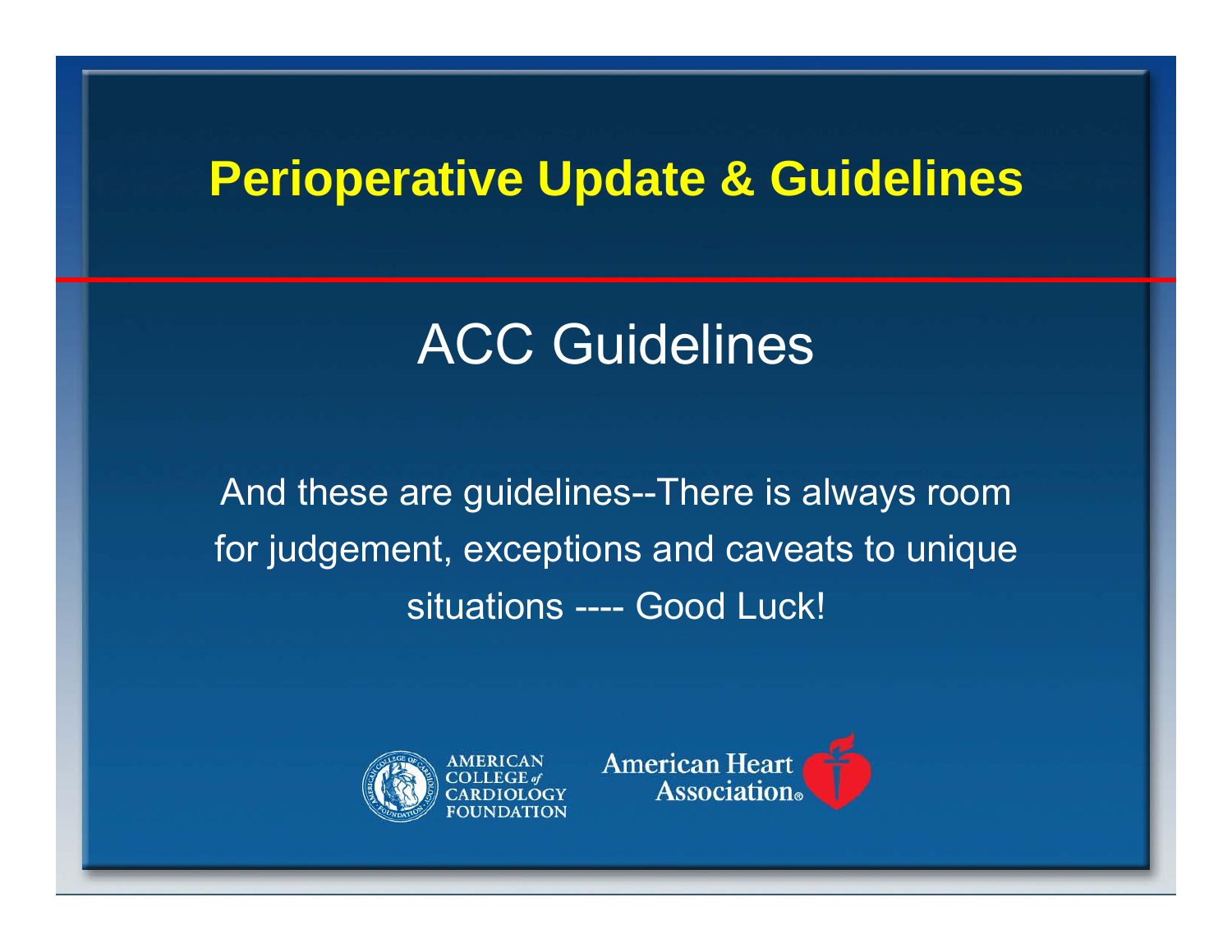# Perioperative Update & Guidelines

## ACC Guidelines

And these are guidelines--There is always room for judgement, exceptions and caveats to unique situations ---- Good Luck!

AMERICAN COLLEGE of CARDIOLOGY FOUNDATION

American Heart Association®